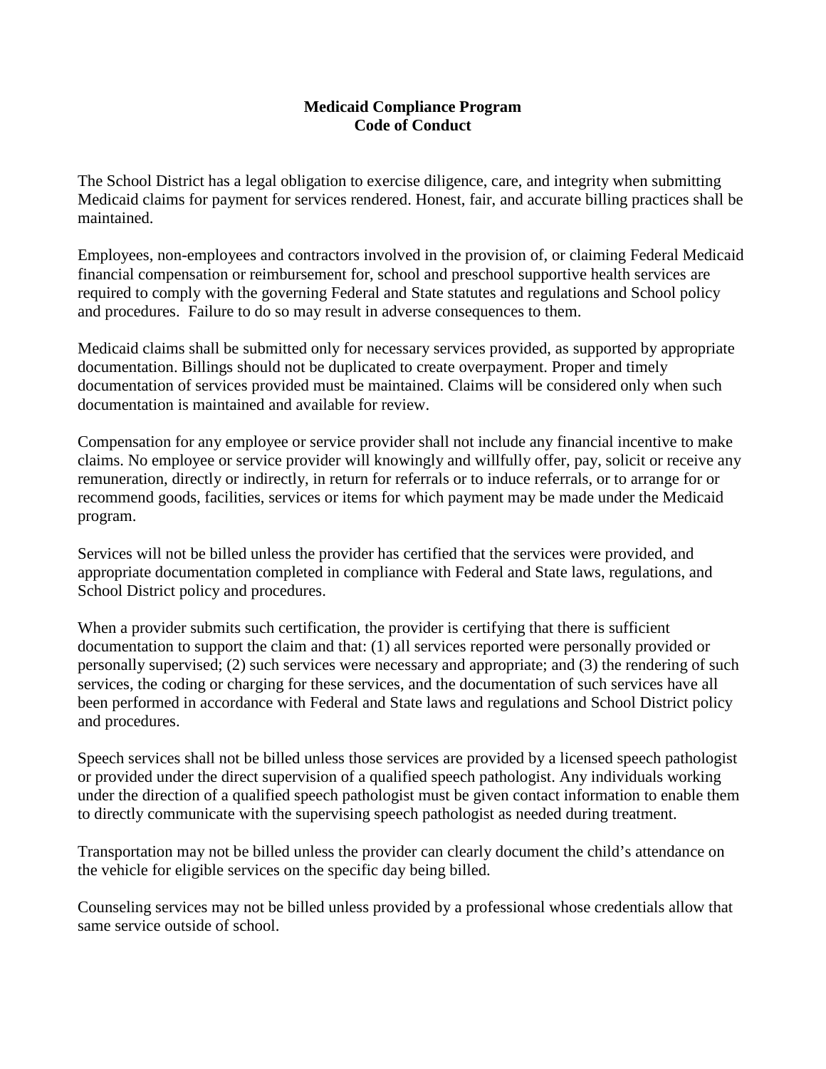# Medicaid Compliance Program
## Code of Conduct

The School District has a legal obligation to exercise diligence, care, and integrity when submitting Medicaid claims for payment for services rendered. Honest, fair, and accurate billing practices shall be maintained.

Employees, non-employees and contractors involved in the provision of, or claiming Federal Medicaid financial compensation or reimbursement for, school and preschool supportive health services are required to comply with the governing Federal and State statutes and regulations and School policy and procedures. Failure to do so may result in adverse consequences to them.

Medicaid claims shall be submitted only for necessary services provided, as supported by appropriate documentation. Billings should not be duplicated to create overpayment. Proper and timely documentation of services provided must be maintained. Claims will be considered only when such documentation is maintained and available for review.

Compensation for any employee or service provider shall not include any financial incentive to make claims. No employee or service provider will knowingly and willfully offer, pay, solicit or receive any remuneration, directly or indirectly, in return for referrals or to induce referrals, or to arrange for or recommend goods, facilities, services or items for which payment may be made under the Medicaid program.

Services will not be billed unless the provider has certified that the services were provided, and appropriate documentation completed in compliance with Federal and State laws, regulations, and School District policy and procedures.

When a provider submits such certification, the provider is certifying that there is sufficient documentation to support the claim and that: (1) all services reported were personally provided or personally supervised; (2) such services were necessary and appropriate; and (3) the rendering of such services, the coding or charging for these services, and the documentation of such services have all been performed in accordance with Federal and State laws and regulations and School District policy and procedures.

Speech services shall not be billed unless those services are provided by a licensed speech pathologist or provided under the direct supervision of a qualified speech pathologist. Any individuals working under the direction of a qualified speech pathologist must be given contact information to enable them to directly communicate with the supervising speech pathologist as needed during treatment.

Transportation may not be billed unless the provider can clearly document the child's attendance on the vehicle for eligible services on the specific day being billed.

Counseling services may not be billed unless provided by a professional whose credentials allow that same service outside of school.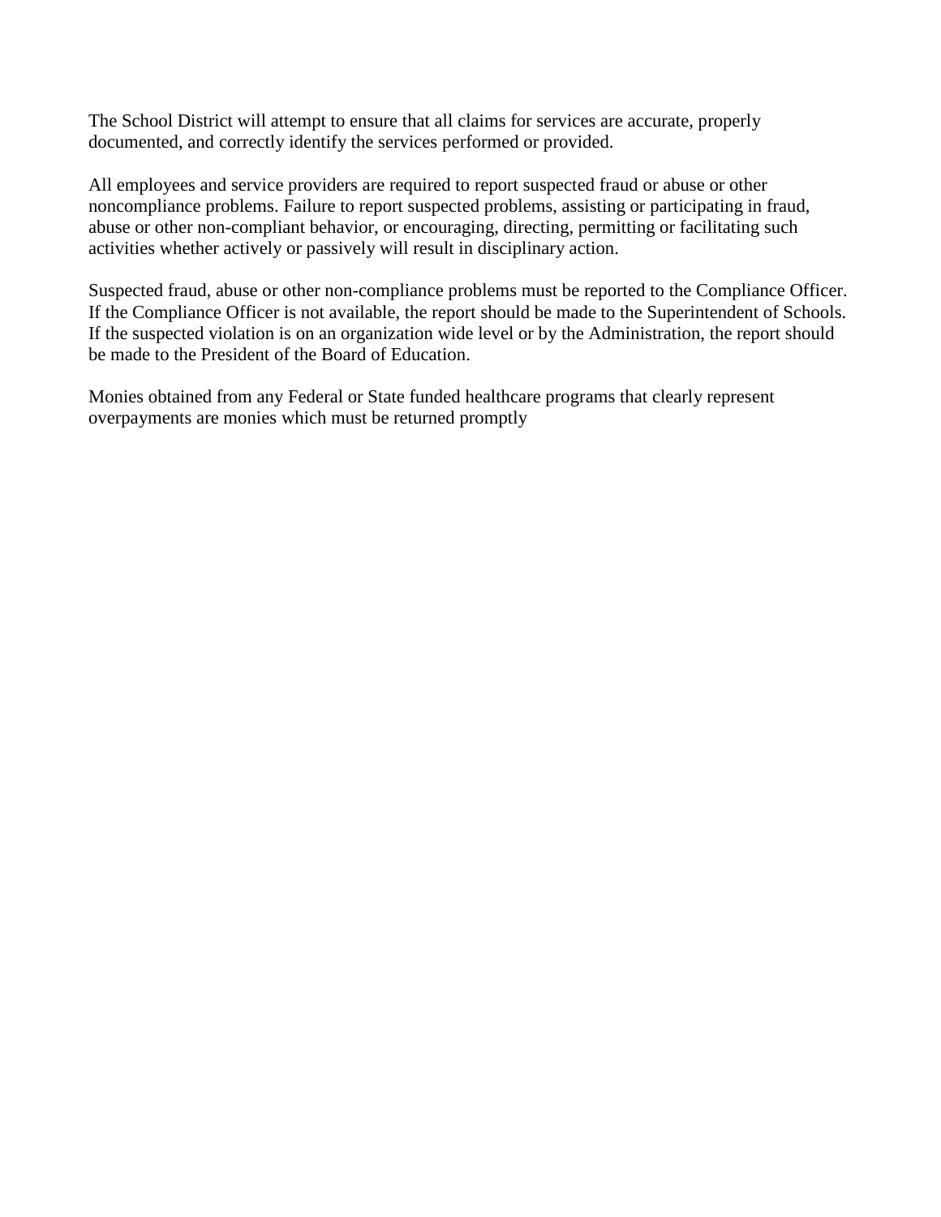The School District will attempt to ensure that all claims for services are accurate, properly documented, and correctly identify the services performed or provided.

All employees and service providers are required to report suspected fraud or abuse or other noncompliance problems. Failure to report suspected problems, assisting or participating in fraud, abuse or other non-compliant behavior, or encouraging, directing, permitting or facilitating such activities whether actively or passively will result in disciplinary action.

Suspected fraud, abuse or other non-compliance problems must be reported to the Compliance Officer. If the Compliance Officer is not available, the report should be made to the Superintendent of Schools. If the suspected violation is on an organization wide level or by the Administration, the report should be made to the President of the Board of Education.

Monies obtained from any Federal or State funded healthcare programs that clearly represent overpayments are monies which must be returned promptly